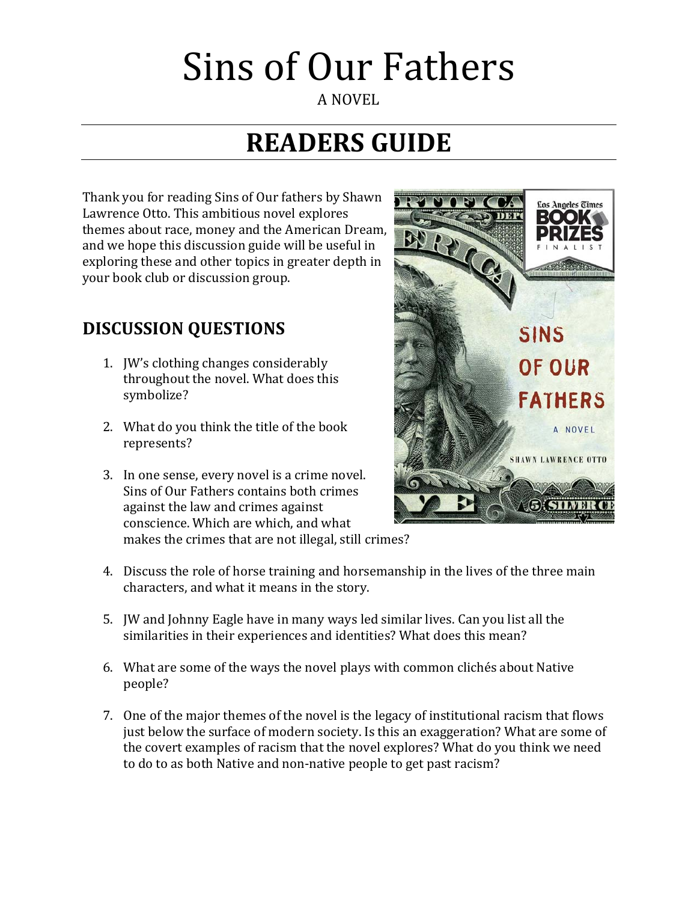# Sins of Our Fathers

A NOVEL

# READERS GUIDE

Thank you for reading Sins of Our fathers by Shawn Lawrence Otto. This ambitious novel explores themes about race, money and the American Dream, and we hope this discussion guide will be useful in exploring these and other topics in greater depth in your book club or discussion group.

## DISCUSSION QUESTIONS

1. JW's clothing changes considerably throughout the novel. What does this symbolize?

2. What do you think the title of the book represents?

3. In one sense, every novel is a crime novel. Sins of Our Fathers contains both crimes against the law and crimes against conscience. Which are which, and what makes the crimes that are not illegal, still crimes?

4. Discuss the role of horse training and horsemanship in the lives of the three main characters, and what it means in the story.

5. JW and Johnny Eagle have in many ways led similar lives. Can you list all the similarities in their experiences and identities? What does this mean?

6. What are some of the ways the novel plays with common clichés about Native people?

7. One of the major themes of the novel is the legacy of institutional racism that flows just below the surface of modern society. Is this an exaggeration? What are some of the covert examples of racism that the novel explores? What do you think we need to do to as both Native and non-native people to get past racism?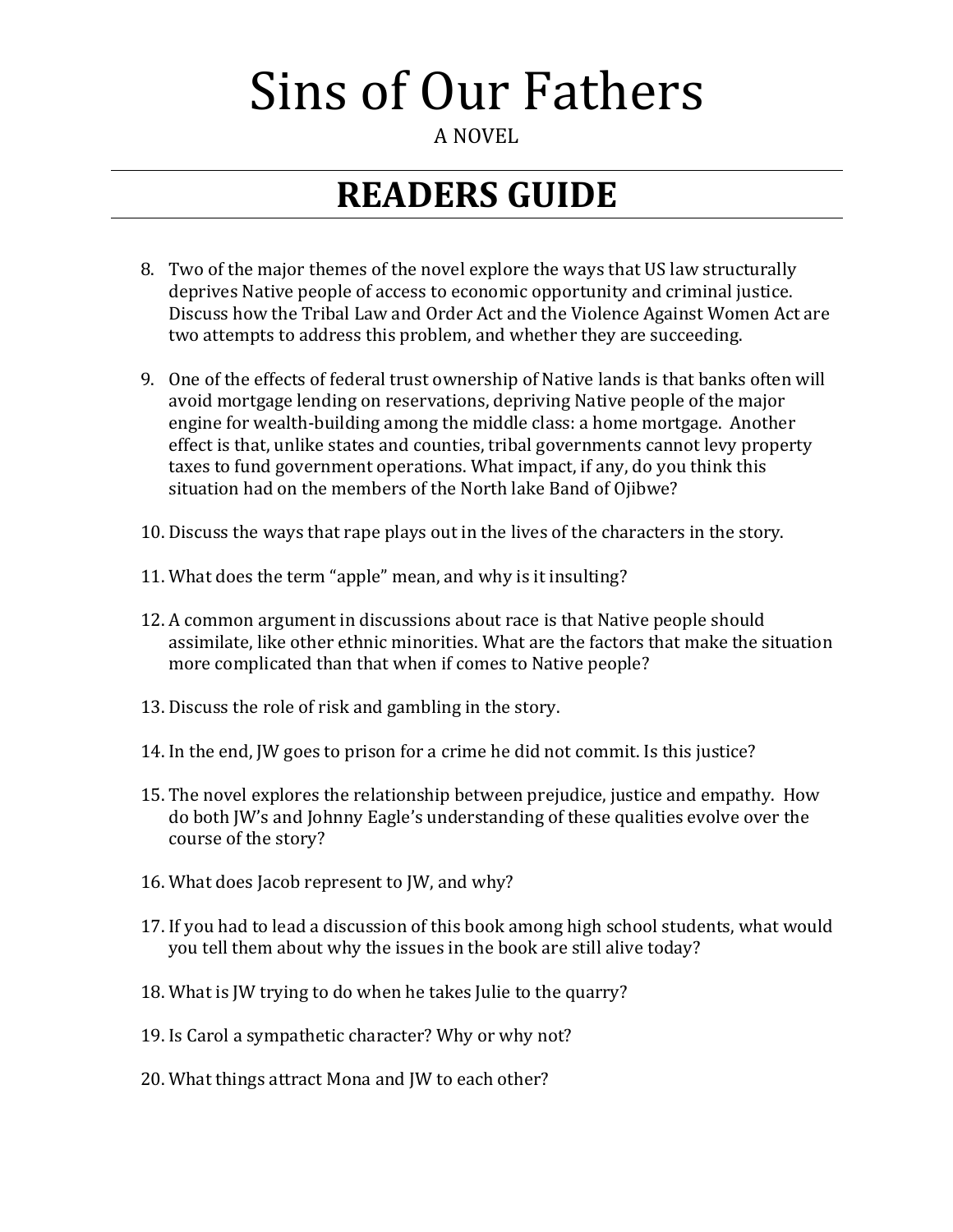# Sins of Our Fathers

A NOVEL

## READERS GUIDE

8. Two of the major themes of the novel explore the ways that US law structurally deprives Native people of access to economic opportunity and criminal justice. Discuss how the Tribal Law and Order Act and the Violence Against Women Act are two attempts to address this problem, and whether they are succeeding.

9. One of the effects of federal trust ownership of Native lands is that banks often will avoid mortgage lending on reservations, depriving Native people of the major engine for wealth-building among the middle class: a home mortgage. Another effect is that, unlike states and counties, tribal governments cannot levy property taxes to fund government operations. What impact, if any, do you think this situation had on the members of the North lake Band of Ojibwe?

10. Discuss the ways that rape plays out in the lives of the characters in the story.

11. What does the term "apple" mean, and why is it insulting?

12. A common argument in discussions about race is that Native people should assimilate, like other ethnic minorities. What are the factors that make the situation more complicated than that when if comes to Native people?

13. Discuss the role of risk and gambling in the story.

14. In the end, JW goes to prison for a crime he did not commit. Is this justice?

15. The novel explores the relationship between prejudice, justice and empathy. How do both JW's and Johnny Eagle's understanding of these qualities evolve over the course of the story?

16. What does Jacob represent to JW, and why?

17. If you had to lead a discussion of this book among high school students, what would you tell them about why the issues in the book are still alive today?

18. What is JW trying to do when he takes Julie to the quarry?

19. Is Carol a sympathetic character? Why or why not?

20. What things attract Mona and JW to each other?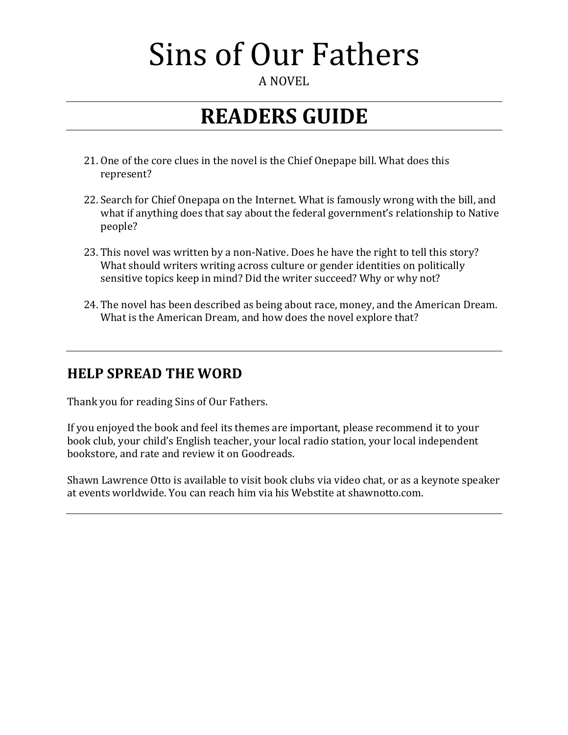# Sins of Our Fathers

A NOVEL

## READERS GUIDE

21. One of the core clues in the novel is the Chief Onepape bill. What does this represent?

22. Search for Chief Onepapa on the Internet. What is famously wrong with the bill, and what if anything does that say about the federal government's relationship to Native people?

23. This novel was written by a non-Native. Does he have the right to tell this story? What should writers writing across culture or gender identities on politically sensitive topics keep in mind? Did the writer succeed? Why or why not?

24. The novel has been described as being about race, money, and the American Dream. What is the American Dream, and how does the novel explore that?

---

## HELP SPREAD THE WORD

Thank you for reading Sins of Our Fathers.

If you enjoyed the book and feel its themes are important, please recommend it to your book club, your child's English teacher, your local radio station, your local independent bookstore, and rate and review it on Goodreads.

Shawn Lawrence Otto is available to visit book clubs via video chat, or as a keynote speaker at events worldwide. You can reach him via his Webstite at shawnotto.com.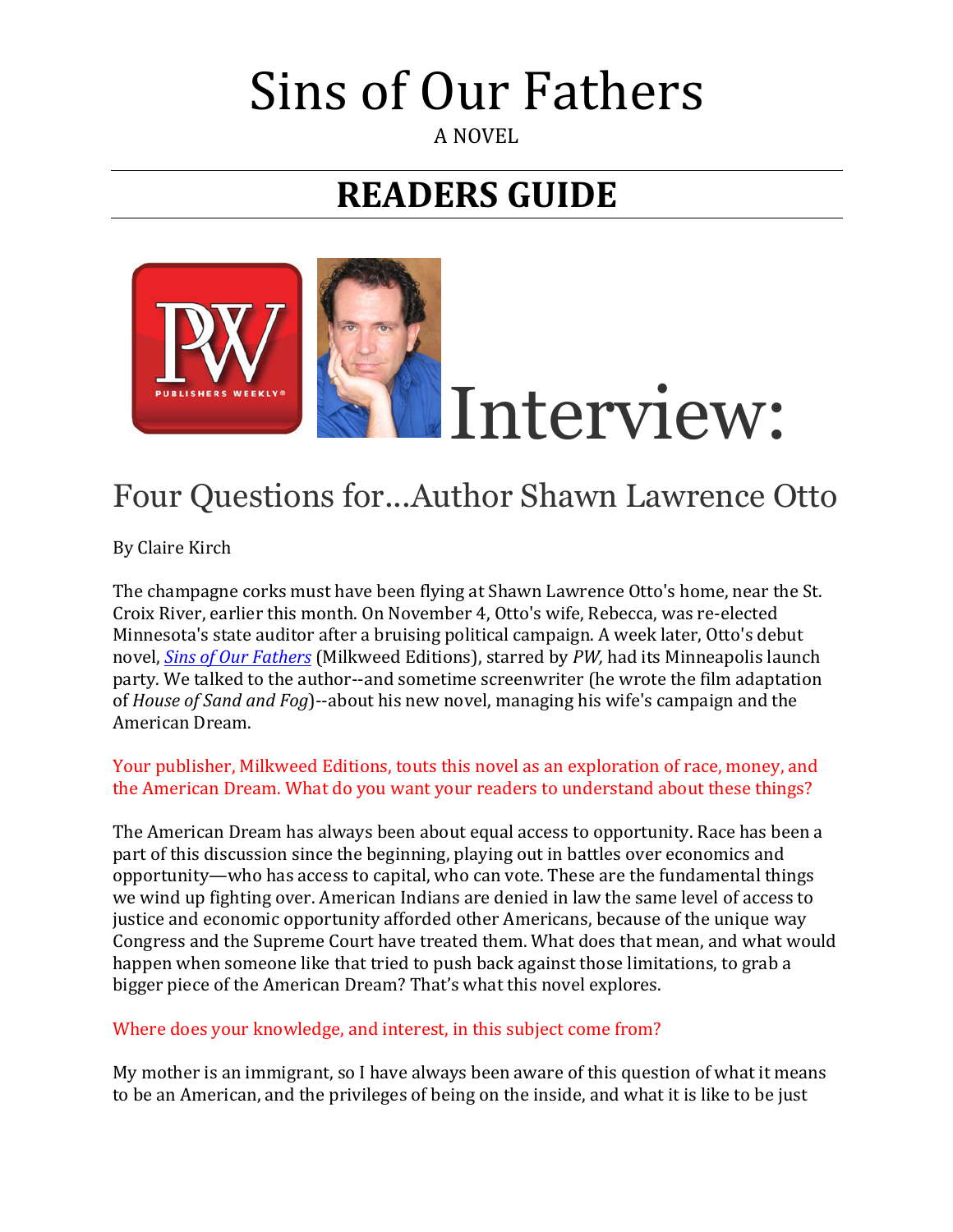# Sins of Our Fathers

A NOVEL

## READERS GUIDE

# Interview:

## Four Questions for…Author Shawn Lawrence Otto

By Claire Kirch

The champagne corks must have been flying at Shawn Lawrence Otto's home, near the St. Croix River, earlier this month. On November 4, Otto's wife, Rebecca, was re-elected Minnesota's state auditor after a bruising political campaign. A week later, Otto's debut novel, *Sins of Our Fathers* (Milkweed Editions), starred by *PW,* had its Minneapolis launch party. We talked to the author--and sometime screenwriter (he wrote the film adaptation of *House of Sand and Fog*)--about his new novel, managing his wife's campaign and the American Dream.

Your publisher, Milkweed Editions, touts this novel as an exploration of race, money, and the American Dream. What do you want your readers to understand about these things?

The American Dream has always been about equal access to opportunity. Race has been a part of this discussion since the beginning, playing out in battles over economics and opportunity—who has access to capital, who can vote. These are the fundamental things we wind up fighting over. American Indians are denied in law the same level of access to justice and economic opportunity afforded other Americans, because of the unique way Congress and the Supreme Court have treated them. What does that mean, and what would happen when someone like that tried to push back against those limitations, to grab a bigger piece of the American Dream? That's what this novel explores.

Where does your knowledge, and interest, in this subject come from?

My mother is an immigrant, so I have always been aware of this question of what it means to be an American, and the privileges of being on the inside, and what it is like to be just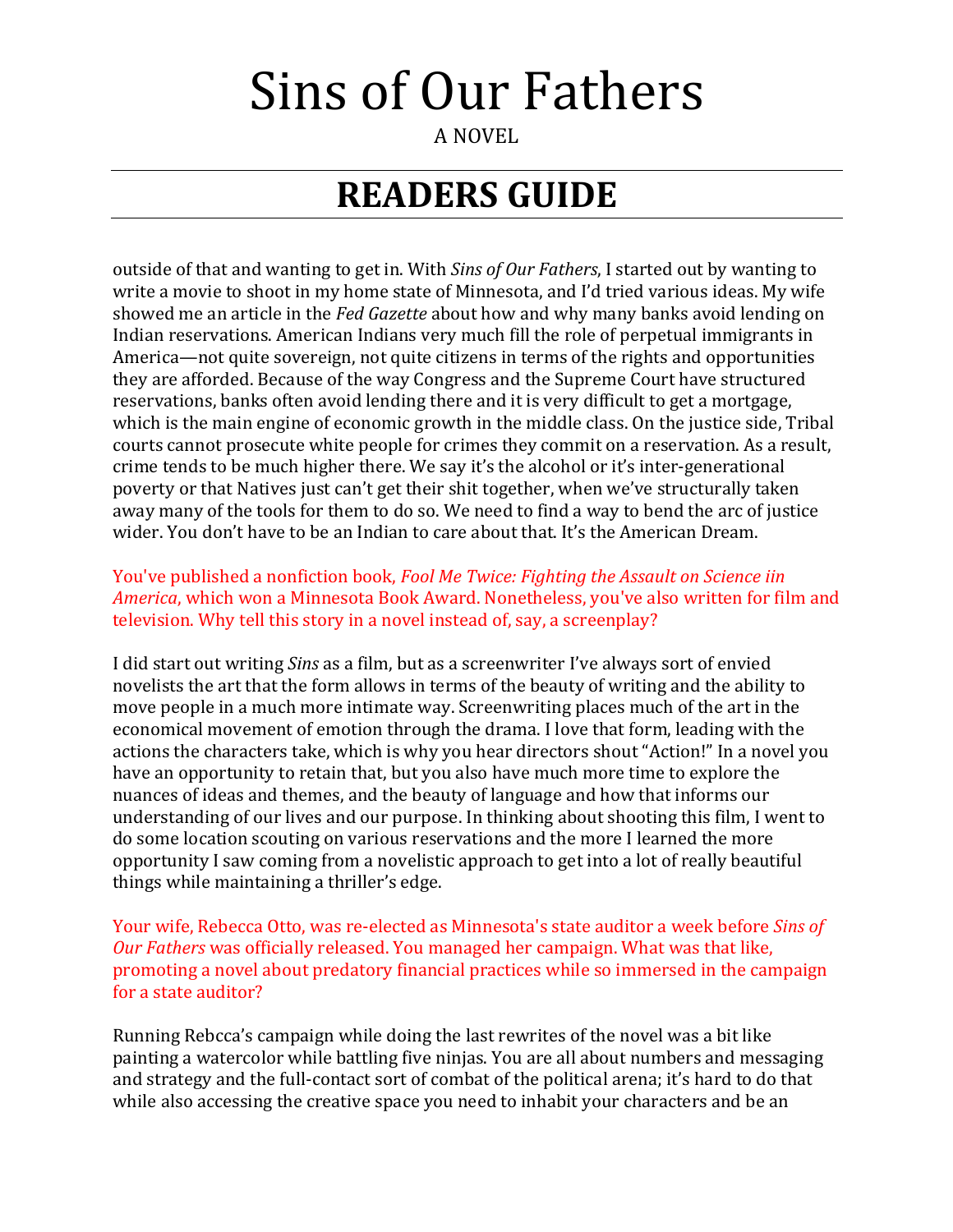outside of that and wanting to get in. With *Sins of Our Fathers*, I started out by wanting to write a movie to shoot in my home state of Minnesota, and I'd tried various ideas. My wife showed me an article in the *Fed Gazette* about how and why many banks avoid lending on Indian reservations. American Indians very much fill the role of perpetual immigrants in America—not quite sovereign, not quite citizens in terms of the rights and opportunities they are afforded. Because of the way Congress and the Supreme Court have structured reservations, banks often avoid lending there and it is very difficult to get a mortgage, which is the main engine of economic growth in the middle class. On the justice side, Tribal courts cannot prosecute white people for crimes they commit on a reservation. As a result, crime tends to be much higher there. We say it's the alcohol or it's inter-generational poverty or that Natives just can't get their shit together, when we've structurally taken away many of the tools for them to do so. We need to find a way to bend the arc of justice wider. You don't have to be an Indian to care about that. It's the American Dream.

You've published a nonfiction book, *Fool Me Twice: Fighting the Assault on Science iin America*, which won a Minnesota Book Award. Nonetheless, you've also written for film and television. Why tell this story in a novel instead of, say, a screenplay?

I did start out writing *Sins* as a film, but as a screenwriter I've always sort of envied novelists the art that the form allows in terms of the beauty of writing and the ability to move people in a much more intimate way. Screenwriting places much of the art in the economical movement of emotion through the drama. I love that form, leading with the actions the characters take, which is why you hear directors shout "Action!" In a novel you have an opportunity to retain that, but you also have much more time to explore the nuances of ideas and themes, and the beauty of language and how that informs our understanding of our lives and our purpose. In thinking about shooting this film, I went to do some location scouting on various reservations and the more I learned the more opportunity I saw coming from a novelistic approach to get into a lot of really beautiful things while maintaining a thriller's edge.

Your wife, Rebecca Otto, was re-elected as Minnesota's state auditor a week before *Sins of Our Fathers* was officially released. You managed her campaign. What was that like, promoting a novel about predatory financial practices while so immersed in the campaign for a state auditor?

Running Rebcca's campaign while doing the last rewrites of the novel was a bit like painting a watercolor while battling five ninjas. You are all about numbers and messaging and strategy and the full-contact sort of combat of the political arena; it's hard to do that while also accessing the creative space you need to inhabit your characters and be an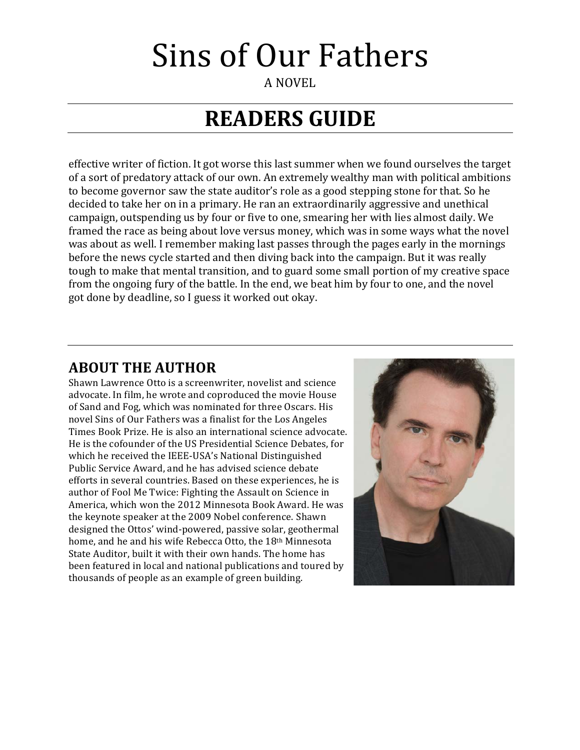effective writer of fiction. It got worse this last summer when we found ourselves the target of a sort of predatory attack of our own. An extremely wealthy man with political ambitions to become governor saw the state auditor's role as a good stepping stone for that. So he decided to take her on in a primary. He ran an extraordinarily aggressive and unethical campaign, outspending us by four or five to one, smearing her with lies almost daily. We framed the race as being about love versus money, which was in some ways what the novel was about as well. I remember making last passes through the pages early in the mornings before the news cycle started and then diving back into the campaign. But it was really tough to make that mental transition, and to guard some small portion of my creative space from the ongoing fury of the battle. In the end, we beat him by four to one, and the novel got done by deadline, so I guess it worked out okay.

---

## ABOUT THE AUTHOR

Shawn Lawrence Otto is a screenwriter, novelist and science advocate. In film, he wrote and coproduced the movie House of Sand and Fog, which was nominated for three Oscars. His novel Sins of Our Fathers was a finalist for the Los Angeles Times Book Prize. He is also an international science advocate. He is the cofounder of the US Presidential Science Debates, for which he received the IEEE-USA's National Distinguished Public Service Award, and he has advised science debate efforts in several countries. Based on these experiences, he is author of Fool Me Twice: Fighting the Assault on Science in America, which won the 2012 Minnesota Book Award. He was the keynote speaker at the 2009 Nobel conference. Shawn designed the Ottos' wind-powered, passive solar, geothermal home, and he and his wife Rebecca Otto, the 18th Minnesota State Auditor, built it with their own hands. The home has been featured in local and national publications and toured by thousands of people as an example of green building.